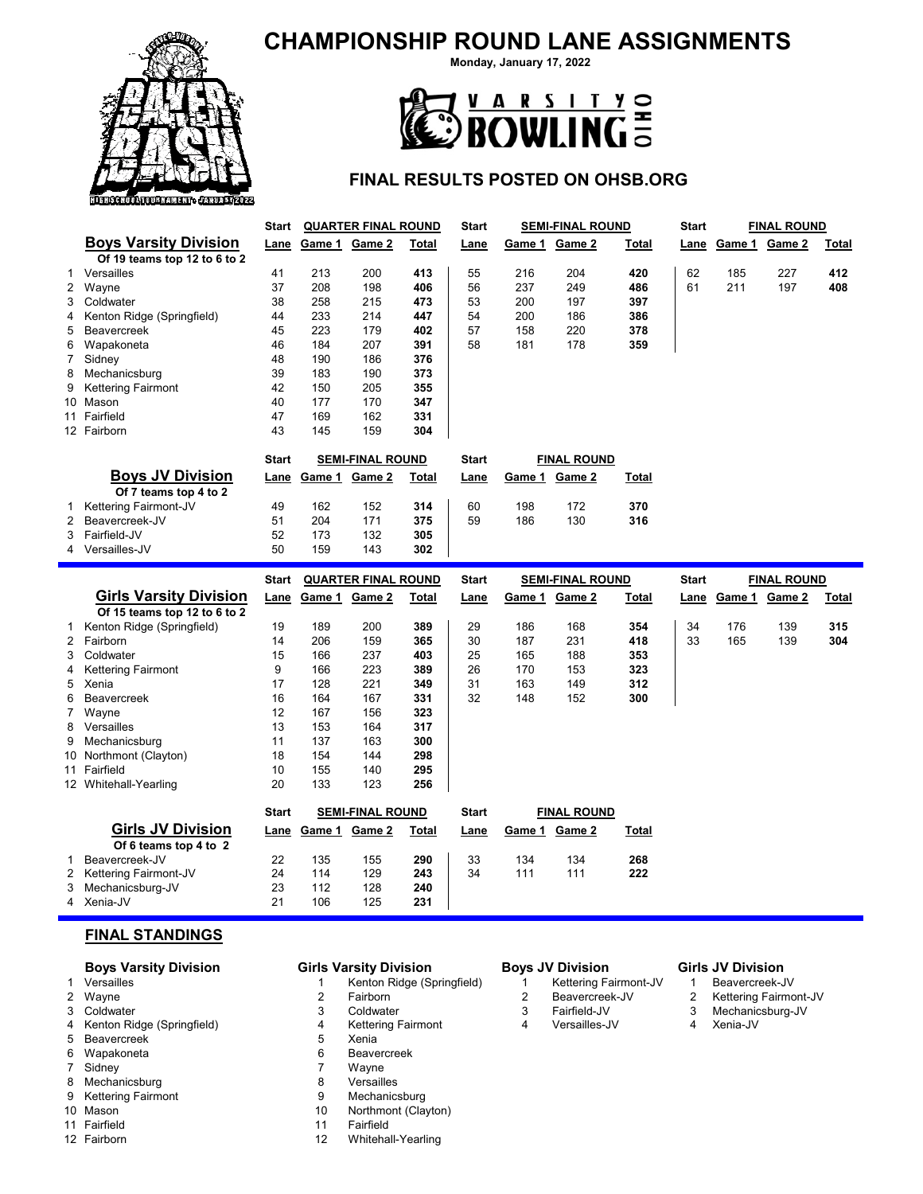# CHAMPIONSHIP ROUND LANE ASSIGNMENTS

Monday, January 17, 2022

VARSITY BOWLING OHIO

## FINAL RESULTS POSTED ON OHSB.ORG

| | Boys Varsity Division | Start | QUARTER FINAL ROUND | | | Start | SEMI-FINAL ROUND | | | Start | FINAL ROUND | | |
|---|---|---|---|---|---|---|---|---|---|---|---|---|---|
| | Of 19 teams top 12 to 6 to 2 | Lane | Game 1 | Game 2 | Total | Lane | Game 1 | Game 2 | Total | Lane | Game 1 | Game 2 | Total |
| 1 | Versailles | 41 | 213 | 200 | **413** | 55 | 216 | 204 | **420** | 62 | 185 | 227 | **412** |
| 2 | Wayne | 37 | 208 | 198 | **406** | 56 | 237 | 249 | **486** | 61 | 211 | 197 | **408** |
| 3 | Coldwater | 38 | 258 | 215 | **473** | 53 | 200 | 197 | **397** | | | | |
| 4 | Kenton Ridge (Springfield) | 44 | 233 | 214 | **447** | 54 | 200 | 186 | **386** | | | | |
| 5 | Beavercreek | 45 | 223 | 179 | **402** | 57 | 158 | 220 | **378** | | | | |
| 6 | Wapakoneta | 46 | 184 | 207 | **391** | 58 | 181 | 178 | **359** | | | | |
| 7 | Sidney | 48 | 190 | 186 | **376** | | | | | | | | |
| 8 | Mechanicsburg | 39 | 183 | 190 | **373** | | | | | | | | |
| 9 | Kettering Fairmont | 42 | 150 | 205 | **355** | | | | | | | | |
| 10 | Mason | 40 | 177 | 170 | **347** | | | | | | | | |
| 11 | Fairfield | 47 | 169 | 162 | **331** | | | | | | | | |
| 12 | Fairborn | 43 | 145 | 159 | **304** | | | | | | | | |

| | Boys JV Division | Start | SEMI-FINAL ROUND | | | Start | FINAL ROUND | | |
|---|---|---|---|---|---|---|---|---|---|
| | Of 7 teams top 4 to 2 | Lane | Game 1 | Game 2 | Total | Lane | Game 1 | Game 2 | Total |
| 1 | Kettering Fairmont-JV | 49 | 162 | 152 | **314** | 60 | 198 | 172 | **370** |
| 2 | Beavercreek-JV | 51 | 204 | 171 | **375** | 59 | 186 | 130 | **316** |
| 3 | Fairfield-JV | 52 | 173 | 132 | **305** | | | | |
| 4 | Versailles-JV | 50 | 159 | 143 | **302** | | | | |

| | Girls Varsity Division | Start | QUARTER FINAL ROUND | | | Start | SEMI-FINAL ROUND | | | Start | FINAL ROUND | | |
|---|---|---|---|---|---|---|---|---|---|---|---|---|---|
| | Of 15 teams top 12 to 6 to 2 | Lane | Game 1 | Game 2 | Total | Lane | Game 1 | Game 2 | Total | Lane | Game 1 | Game 2 | Total |
| 1 | Kenton Ridge (Springfield) | 19 | 189 | 200 | **389** | 29 | 186 | 168 | **354** | 34 | 176 | 139 | **315** |
| 2 | Fairborn | 14 | 206 | 159 | **365** | 30 | 187 | 231 | **418** | 33 | 165 | 139 | **304** |
| 3 | Coldwater | 15 | 166 | 237 | **403** | 25 | 165 | 188 | **353** | | | | |
| 4 | Kettering Fairmont | 9 | 166 | 223 | **389** | 26 | 170 | 153 | **323** | | | | |
| 5 | Xenia | 17 | 128 | 221 | **349** | 31 | 163 | 149 | **312** | | | | |
| 6 | Beavercreek | 16 | 164 | 167 | **331** | 32 | 148 | 152 | **300** | | | | |
| 7 | Wayne | 12 | 167 | 156 | **323** | | | | | | | | |
| 8 | Versailles | 13 | 153 | 164 | **317** | | | | | | | | |
| 9 | Mechanicsburg | 11 | 137 | 163 | **300** | | | | | | | | |
| 10 | Northmont (Clayton) | 18 | 154 | 144 | **298** | | | | | | | | |
| 11 | Fairfield | 10 | 155 | 140 | **295** | | | | | | | | |
| 12 | Whitehall-Yearling | 20 | 133 | 123 | **256** | | | | | | | | |

| | Girls JV Division | Start | SEMI-FINAL ROUND | | | Start | FINAL ROUND | | |
|---|---|---|---|---|---|---|---|---|---|
| | Of 6 teams top 4 to 2 | Lane | Game 1 | Game 2 | Total | Lane | Game 1 | Game 2 | Total |
| 1 | Beavercreek-JV | 22 | 135 | 155 | **290** | 33 | 134 | 134 | **268** |
| 2 | Kettering Fairmont-JV | 24 | 114 | 129 | **243** | 34 | 111 | 111 | **222** |
| 3 | Mechanicsburg-JV | 23 | 112 | 128 | **240** | | | | |
| 4 | Xenia-JV | 21 | 106 | 125 | **231** | | | | |

## FINAL STANDINGS

| | Boys Varsity Division | | Girls Varsity Division | | Boys JV Division | | Girls JV Division |
|---|---|---|---|---|---|---|---|
| 1 | Versailles | 1 | Kenton Ridge (Springfield) | 1 | Kettering Fairmont-JV | 1 | Beavercreek-JV |
| 2 | Wayne | 2 | Fairborn | 2 | Beavercreek-JV | 2 | Kettering Fairmont-JV |
| 3 | Coldwater | 3 | Coldwater | 3 | Fairfield-JV | 3 | Mechanicsburg-JV |
| 4 | Kenton Ridge (Springfield) | 4 | Kettering Fairmont | 4 | Versailles-JV | 4 | Xenia-JV |
| 5 | Beavercreek | 5 | Xenia | | | | |
| 6 | Wapakoneta | 6 | Beavercreek | | | | |
| 7 | Sidney | 7 | Wayne | | | | |
| 8 | Mechanicsburg | 8 | Versailles | | | | |
| 9 | Kettering Fairmont | 9 | Mechanicsburg | | | | |
| 10 | Mason | 10 | Northmont (Clayton) | | | | |
| 11 | Fairfield | 11 | Fairfield | | | | |
| 12 | Fairborn | 12 | Whitehall-Yearling | | | | |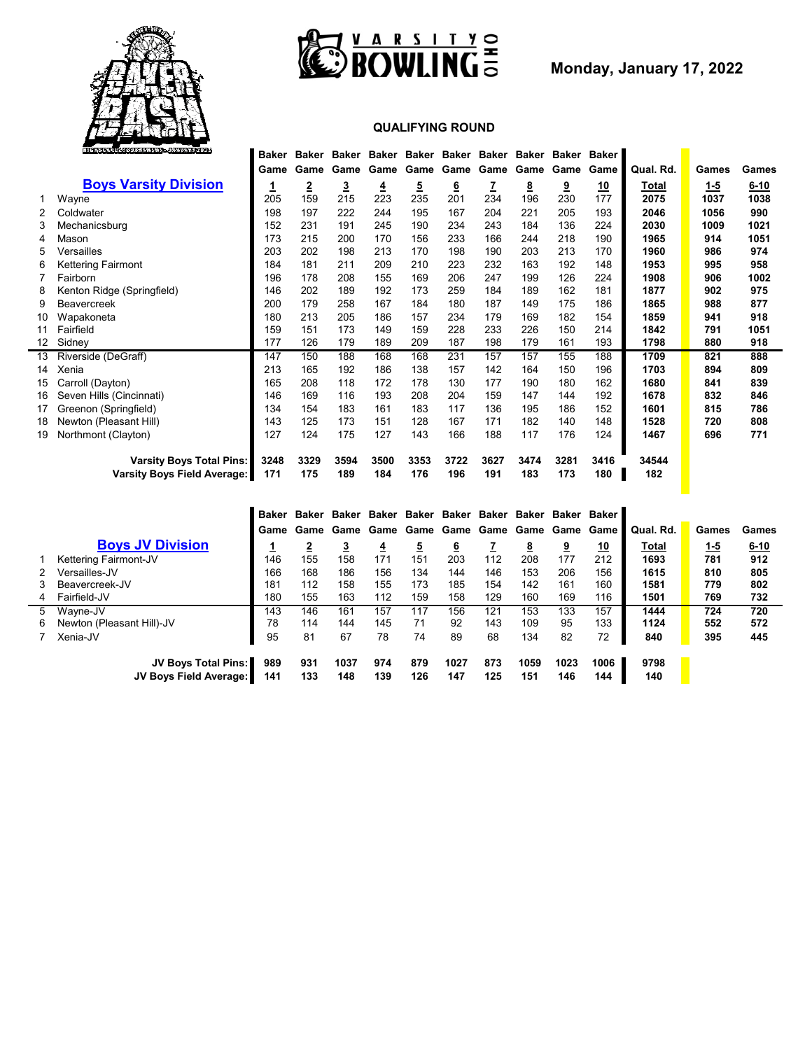**Monday, January 17, 2022**

**QUALIFYING ROUND**

## Boys Varsity Division

| | Team | Baker Game 1 | Baker Game 2 | Baker Game 3 | Baker Game 4 | Baker Game 5 | Baker Game 6 | Baker Game 7 | Baker Game 8 | Baker Game 9 | Baker Game 10 | Qual. Rd. Total | Games 1-5 | Games 6-10 |
|---|---|---|---|---|---|---|---|---|---|---|---|---|---|---|
| 1 | Wayne | 205 | 159 | 215 | 223 | 235 | 201 | 234 | 196 | 230 | 177 | **2075** | **1037** | **1038** |
| 2 | Coldwater | 198 | 197 | 222 | 244 | 195 | 167 | 204 | 221 | 205 | 193 | **2046** | **1056** | **990** |
| 3 | Mechanicsburg | 152 | 231 | 191 | 245 | 190 | 234 | 243 | 184 | 136 | 224 | **2030** | **1009** | **1021** |
| 4 | Mason | 173 | 215 | 200 | 170 | 156 | 233 | 166 | 244 | 218 | 190 | **1965** | **914** | **1051** |
| 5 | Versailles | 203 | 202 | 198 | 213 | 170 | 198 | 190 | 203 | 213 | 170 | **1960** | **986** | **974** |
| 6 | Kettering Fairmont | 184 | 181 | 211 | 209 | 210 | 223 | 232 | 163 | 192 | 148 | **1953** | **995** | **958** |
| 7 | Fairborn | 196 | 178 | 208 | 155 | 169 | 206 | 247 | 199 | 126 | 224 | **1908** | **906** | **1002** |
| 8 | Kenton Ridge (Springfield) | 146 | 202 | 189 | 192 | 173 | 259 | 184 | 189 | 162 | 181 | **1877** | **902** | **975** |
| 9 | Beavercreek | 200 | 179 | 258 | 167 | 184 | 180 | 187 | 149 | 175 | 186 | **1865** | **988** | **877** |
| 10 | Wapakoneta | 180 | 213 | 205 | 186 | 157 | 234 | 179 | 169 | 182 | 154 | **1859** | **941** | **918** |
| 11 | Fairfield | 159 | 151 | 173 | 149 | 159 | 228 | 233 | 226 | 150 | 214 | **1842** | **791** | **1051** |
| 12 | Sidney | 177 | 126 | 179 | 189 | 209 | 187 | 198 | 179 | 161 | 193 | **1798** | **880** | **918** |
| 13 | Riverside (DeGraff) | 147 | 150 | 188 | 168 | 168 | 231 | 157 | 157 | 155 | 188 | **1709** | **821** | **888** |
| 14 | Xenia | 213 | 165 | 192 | 186 | 138 | 157 | 142 | 164 | 150 | 196 | **1703** | **894** | **809** |
| 15 | Carroll (Dayton) | 165 | 208 | 118 | 172 | 178 | 130 | 177 | 190 | 180 | 162 | **1680** | **841** | **839** |
| 16 | Seven Hills (Cincinnati) | 146 | 169 | 116 | 193 | 208 | 204 | 159 | 147 | 144 | 192 | **1678** | **832** | **846** |
| 17 | Greenon (Springfield) | 134 | 154 | 183 | 161 | 183 | 117 | 136 | 195 | 186 | 152 | **1601** | **815** | **786** |
| 18 | Newton (Pleasant Hill) | 143 | 125 | 173 | 151 | 128 | 167 | 171 | 182 | 140 | 148 | **1528** | **720** | **808** |
| 19 | Northmont (Clayton) | 127 | 124 | 175 | 127 | 143 | 166 | 188 | 117 | 176 | 124 | **1467** | **696** | **771** |
| | **Varsity Boys Total Pins:** | **3248** | **3329** | **3594** | **3500** | **3353** | **3722** | **3627** | **3474** | **3281** | **3416** | **34544** | | |
| | **Varsity Boys Field Average:** | **171** | **175** | **189** | **184** | **176** | **196** | **191** | **183** | **173** | **180** | **182** | | |

## Boys JV Division

| | Team | Baker Game 1 | Baker Game 2 | Baker Game 3 | Baker Game 4 | Baker Game 5 | Baker Game 6 | Baker Game 7 | Baker Game 8 | Baker Game 9 | Baker Game 10 | Qual. Rd. Total | Games 1-5 | Games 6-10 |
|---|---|---|---|---|---|---|---|---|---|---|---|---|---|---|
| 1 | Kettering Fairmont-JV | 146 | 155 | 158 | 171 | 151 | 203 | 112 | 208 | 177 | 212 | **1693** | **781** | **912** |
| 2 | Versailles-JV | 166 | 168 | 186 | 156 | 134 | 144 | 146 | 153 | 206 | 156 | **1615** | **810** | **805** |
| 3 | Beavercreek-JV | 181 | 112 | 158 | 155 | 173 | 185 | 154 | 142 | 161 | 160 | **1581** | **779** | **802** |
| 4 | Fairfield-JV | 180 | 155 | 163 | 112 | 159 | 158 | 129 | 160 | 169 | 116 | **1501** | **769** | **732** |
| 5 | Wayne-JV | 143 | 146 | 161 | 157 | 117 | 156 | 121 | 153 | 133 | 157 | **1444** | **724** | **720** |
| 6 | Newton (Pleasant Hill)-JV | 78 | 114 | 144 | 145 | 71 | 92 | 143 | 109 | 95 | 133 | **1124** | **552** | **572** |
| 7 | Xenia-JV | 95 | 81 | 67 | 78 | 74 | 89 | 68 | 134 | 82 | 72 | **840** | **395** | **445** |
| | **JV Boys Total Pins:** | **989** | **931** | **1037** | **974** | **879** | **1027** | **873** | **1059** | **1023** | **1006** | **9798** | | |
| | **JV Boys Field Average:** | **141** | **133** | **148** | **139** | **126** | **147** | **125** | **151** | **146** | **144** | **140** | | |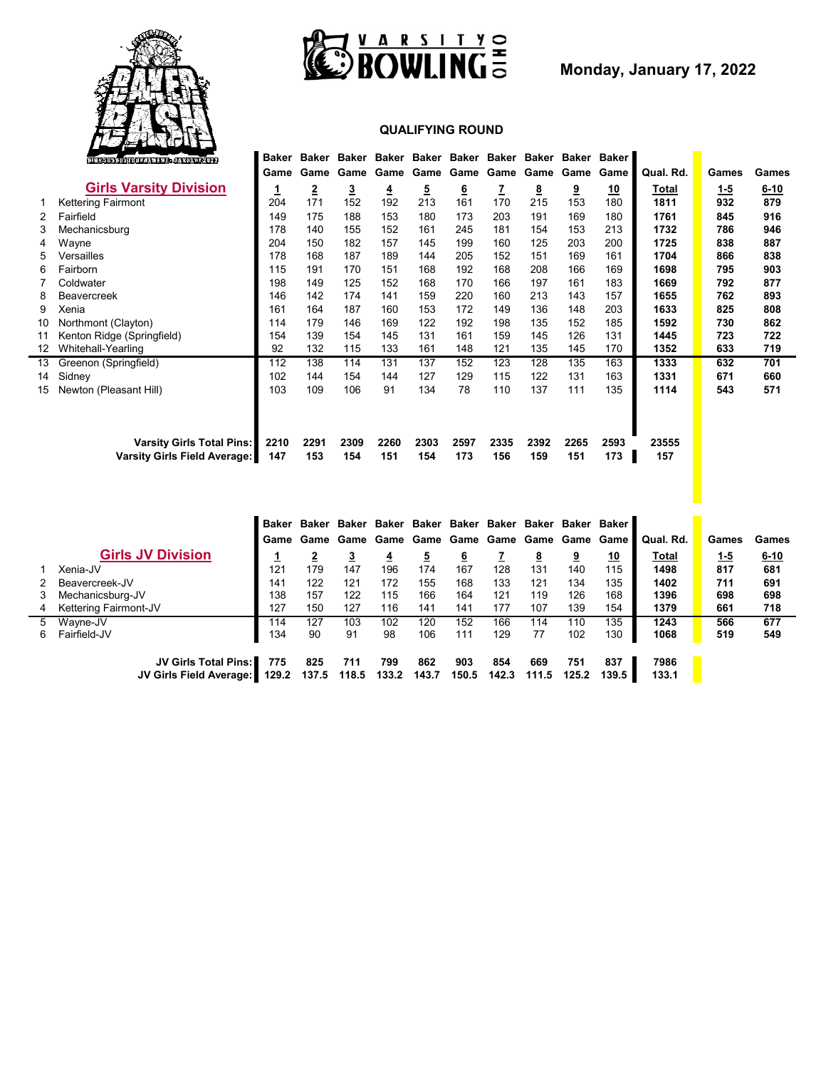Monday, January 17, 2022

**QUALIFYING ROUND**

| | Girls Varsity Division | Baker Game 1 | Baker Game 2 | Baker Game 3 | Baker Game 4 | Baker Game 5 | Baker Game 6 | Baker Game 7 | Baker Game 8 | Baker Game 9 | Baker Game 10 | Qual. Rd. Total | Games 1-5 | Games 6-10 |
|---|---|---|---|---|---|---|---|---|---|---|---|---|---|---|
| 1 | Kettering Fairmont | 204 | 171 | 152 | 192 | 213 | 161 | 170 | 215 | 153 | 180 | **1811** | **932** | **879** |
| 2 | Fairfield | 149 | 175 | 188 | 153 | 180 | 173 | 203 | 191 | 169 | 180 | **1761** | **845** | **916** |
| 3 | Mechanicsburg | 178 | 140 | 155 | 152 | 161 | 245 | 181 | 154 | 153 | 213 | **1732** | **786** | **946** |
| 4 | Wayne | 204 | 150 | 182 | 157 | 145 | 199 | 160 | 125 | 203 | 200 | **1725** | **838** | **887** |
| 5 | Versailles | 178 | 168 | 187 | 189 | 144 | 205 | 152 | 151 | 169 | 161 | **1704** | **866** | **838** |
| 6 | Fairborn | 115 | 191 | 170 | 151 | 168 | 192 | 168 | 208 | 166 | 169 | **1698** | **795** | **903** |
| 7 | Coldwater | 198 | 149 | 125 | 152 | 168 | 170 | 166 | 197 | 161 | 183 | **1669** | **792** | **877** |
| 8 | Beavercreek | 146 | 142 | 174 | 141 | 159 | 220 | 160 | 213 | 143 | 157 | **1655** | **762** | **893** |
| 9 | Xenia | 161 | 164 | 187 | 160 | 153 | 172 | 149 | 136 | 148 | 203 | **1633** | **825** | **808** |
| 10 | Northmont (Clayton) | 114 | 179 | 146 | 169 | 122 | 192 | 198 | 135 | 152 | 185 | **1592** | **730** | **862** |
| 11 | Kenton Ridge (Springfield) | 154 | 139 | 154 | 145 | 131 | 161 | 159 | 145 | 126 | 131 | **1445** | **723** | **722** |
| 12 | Whitehall-Yearling | 92 | 132 | 115 | 133 | 161 | 148 | 121 | 135 | 145 | 170 | **1352** | **633** | **719** |
| 13 | Greenon (Springfield) | 112 | 138 | 114 | 131 | 137 | 152 | 123 | 128 | 135 | 163 | **1333** | **632** | **701** |
| 14 | Sidney | 102 | 144 | 154 | 144 | 127 | 129 | 115 | 122 | 131 | 163 | **1331** | **671** | **660** |
| 15 | Newton (Pleasant Hill) | 103 | 109 | 106 | 91 | 134 | 78 | 110 | 137 | 111 | 135 | **1114** | **543** | **571** |
| | **Varsity Girls Total Pins:** | **2210** | **2291** | **2309** | **2260** | **2303** | **2597** | **2335** | **2392** | **2265** | **2593** | **23555** | | |
| | **Varsity Girls Field Average:** | **147** | **153** | **154** | **151** | **154** | **173** | **156** | **159** | **151** | **173** | **157** | | |

| | Girls JV Division | Baker Game 1 | Baker Game 2 | Baker Game 3 | Baker Game 4 | Baker Game 5 | Baker Game 6 | Baker Game 7 | Baker Game 8 | Baker Game 9 | Baker Game 10 | Qual. Rd. Total | Games 1-5 | Games 6-10 |
|---|---|---|---|---|---|---|---|---|---|---|---|---|---|---|
| 1 | Xenia-JV | 121 | 179 | 147 | 196 | 174 | 167 | 128 | 131 | 140 | 115 | **1498** | **817** | **681** |
| 2 | Beavercreek-JV | 141 | 122 | 121 | 172 | 155 | 168 | 133 | 121 | 134 | 135 | **1402** | **711** | **691** |
| 3 | Mechanicsburg-JV | 138 | 157 | 122 | 115 | 166 | 164 | 121 | 119 | 126 | 168 | **1396** | **698** | **698** |
| 4 | Kettering Fairmont-JV | 127 | 150 | 127 | 116 | 141 | 141 | 177 | 107 | 139 | 154 | **1379** | **661** | **718** |
| 5 | Wayne-JV | 114 | 127 | 103 | 102 | 120 | 152 | 166 | 114 | 110 | 135 | **1243** | **566** | **677** |
| 6 | Fairfield-JV | 134 | 90 | 91 | 98 | 106 | 111 | 129 | 77 | 102 | 130 | **1068** | **519** | **549** |
| | **JV Girls Total Pins:** | **775** | **825** | **711** | **799** | **862** | **903** | **854** | **669** | **751** | **837** | **7986** | | |
| | **JV Girls Field Average:** | **129.2** | **137.5** | **118.5** | **133.2** | **143.7** | **150.5** | **142.3** | **111.5** | **125.2** | **139.5** | **133.1** | | |